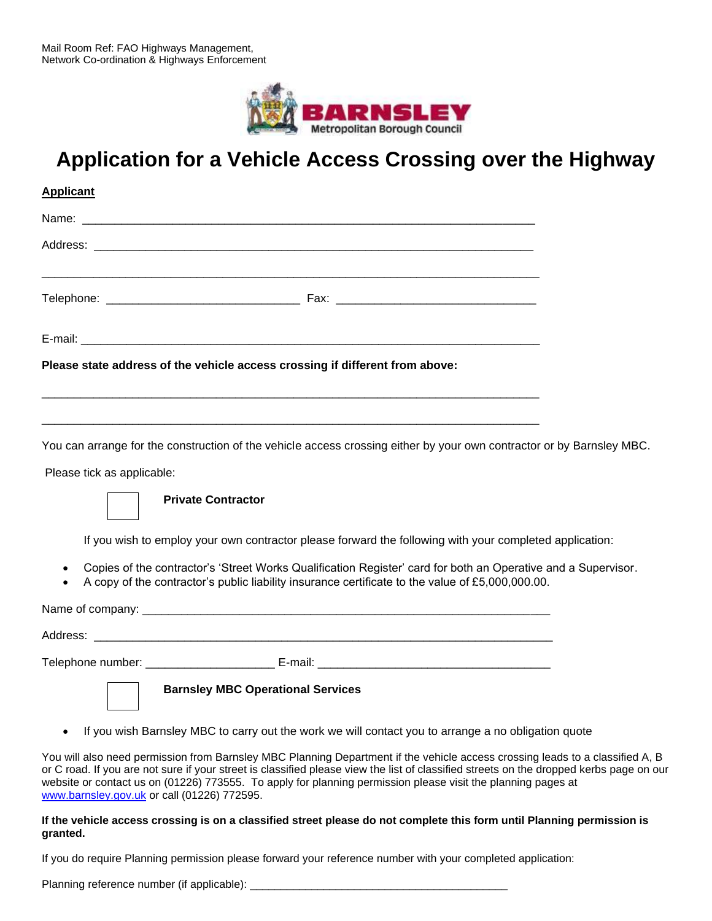Mail Room Ref: FAO Highways Management,
Network Co-ordination & Highways Enforcement

BARNSLEY
Metropolitan Borough Council

# Application for a Vehicle Access Crossing over the Highway

**Applicant**

Name: ___________________________________________________________________

Address: _________________________________________________________________

_________________________________________________________________________

Telephone: ___________________________ Fax: ____________________________

E-mail: ___________________________________________________________________

**Please state address of the vehicle access crossing if different from above:**

_________________________________________________________________________

_________________________________________________________________________

You can arrange for the construction of the vehicle access crossing either by your own contractor or by Barnsley MBC.

Please tick as applicable:

☐ **Private Contractor**

If you wish to employ your own contractor please forward the following with your completed application:

- Copies of the contractor's 'Street Works Qualification Register' card for both an Operative and a Supervisor.
- A copy of the contractor's public liability insurance certificate to the value of £5,000,000.00.

Name of company: ______________________________________________________

Address: _________________________________________________________________

Telephone number: __________________ E-mail: ___________________________________

☐ **Barnsley MBC Operational Services**

- If you wish Barnsley MBC to carry out the work we will contact you to arrange a no obligation quote

You will also need permission from Barnsley MBC Planning Department if the vehicle access crossing leads to a classified A, B or C road. If you are not sure if your street is classified please view the list of classified streets on the dropped kerbs page on our website or contact us on (01226) 773555. To apply for planning permission please visit the planning pages at www.barnsley.gov.uk or call (01226) 772595.

**If the vehicle access crossing is on a classified street please do not complete this form until Planning permission is granted.**

If you do require Planning permission please forward your reference number with your completed application:

Planning reference number (if applicable): ________________________________________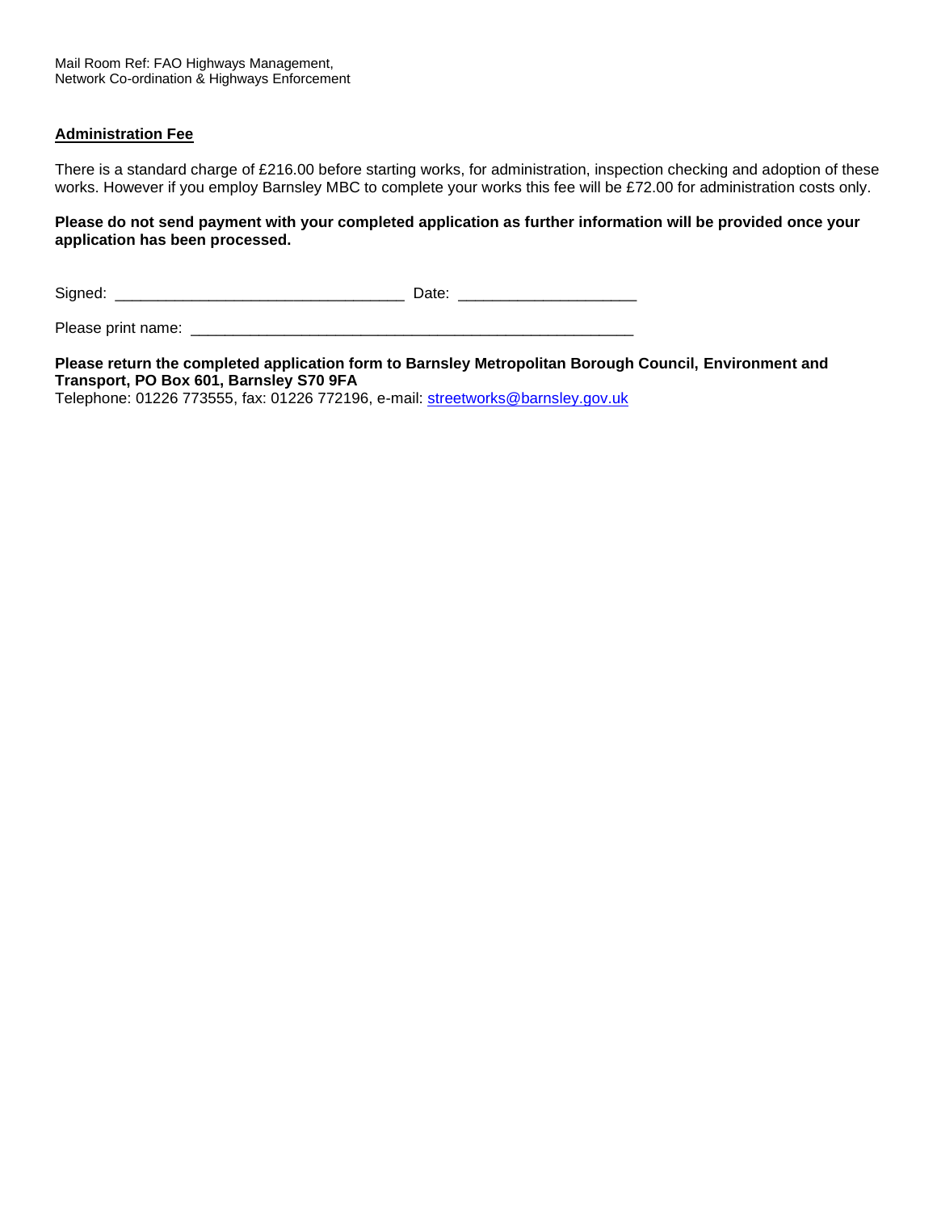Mail Room Ref: FAO Highways Management,
Network Co-ordination & Highways Enforcement

**Administration Fee**

There is a standard charge of £216.00 before starting works, for administration, inspection checking and adoption of these works. However if you employ Barnsley MBC to complete your works this fee will be £72.00 for administration costs only.

**Please do not send payment with your completed application as further information will be provided once your application has been processed.**

Signed: _________________________________ Date: ____________________

Please print name: __________________________________________________

**Please return the completed application form to Barnsley Metropolitan Borough Council, Environment and Transport, PO Box 601, Barnsley S70 9FA**
Telephone: 01226 773555, fax: 01226 772196, e-mail: streetworks@barnsley.gov.uk